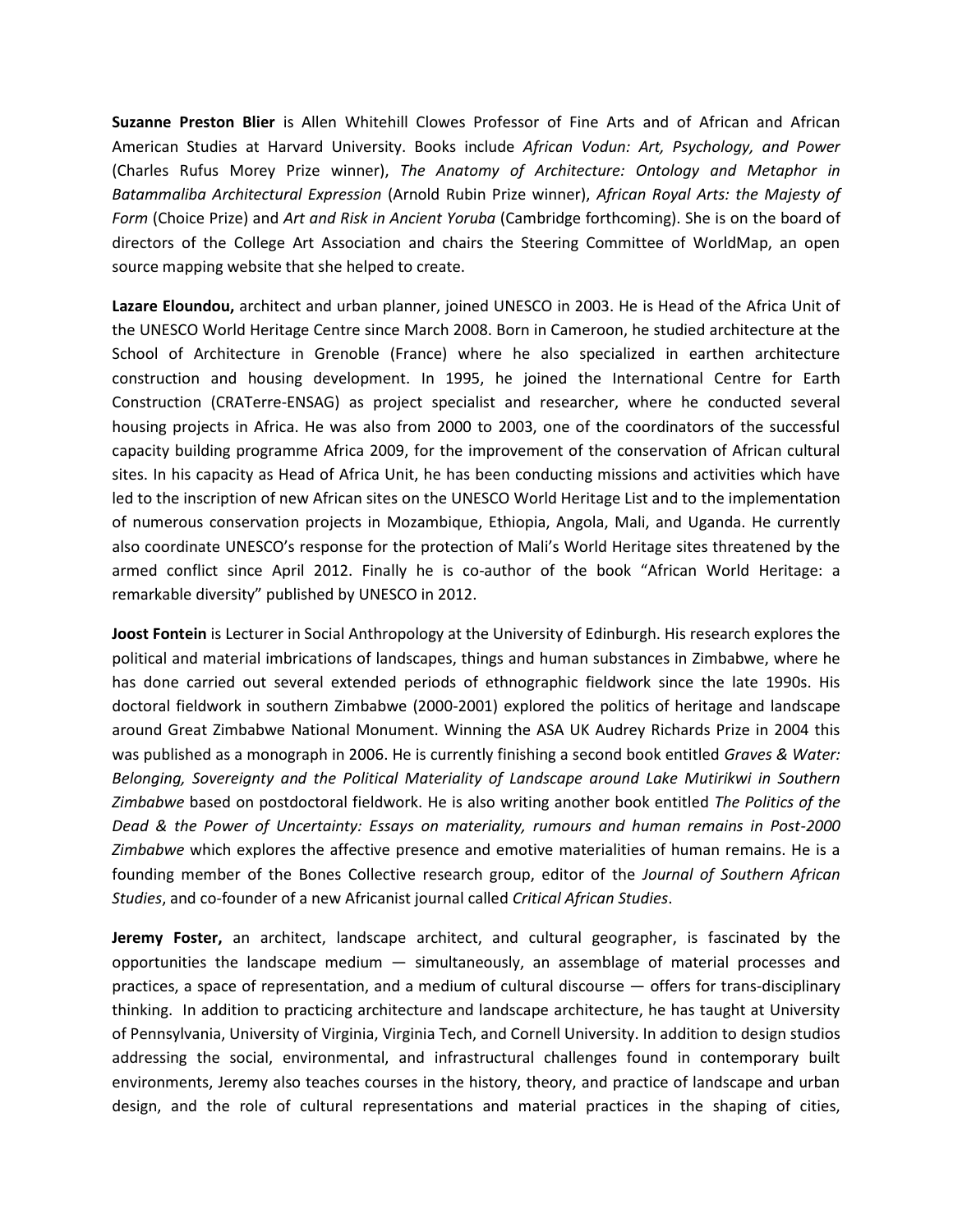**Suzanne Preston Blier** is Allen Whitehill Clowes Professor of Fine Arts and of African and African American Studies at Harvard University. Books include *African Vodun: Art, Psychology, and Power* (Charles Rufus Morey Prize winner), *The Anatomy of Architecture: Ontology and Metaphor in Batammaliba Architectural Expression* (Arnold Rubin Prize winner), *African Royal Arts: the Majesty of Form* (Choice Prize) and *Art and Risk in Ancient Yoruba* (Cambridge forthcoming). She is on the board of directors of the College Art Association and chairs the Steering Committee of WorldMap, an open source mapping website that she helped to create.

**Lazare Eloundou,** architect and urban planner, joined UNESCO in 2003. He is Head of the Africa Unit of the UNESCO World Heritage Centre since March 2008. Born in Cameroon, he studied architecture at the School of Architecture in Grenoble (France) where he also specialized in earthen architecture construction and housing development. In 1995, he joined the International Centre for Earth Construction (CRATerre-ENSAG) as project specialist and researcher, where he conducted several housing projects in Africa. He was also from 2000 to 2003, one of the coordinators of the successful capacity building programme Africa 2009, for the improvement of the conservation of African cultural sites. In his capacity as Head of Africa Unit, he has been conducting missions and activities which have led to the inscription of new African sites on the UNESCO World Heritage List and to the implementation of numerous conservation projects in Mozambique, Ethiopia, Angola, Mali, and Uganda. He currently also coordinate UNESCO's response for the protection of Mali's World Heritage sites threatened by the armed conflict since April 2012. Finally he is co-author of the book "African World Heritage: a remarkable diversity" published by UNESCO in 2012.

**Joost Fontein** is Lecturer in Social Anthropology at the University of Edinburgh. His research explores the political and material imbrications of landscapes, things and human substances in Zimbabwe, where he has done carried out several extended periods of ethnographic fieldwork since the late 1990s. His doctoral fieldwork in southern Zimbabwe (2000-2001) explored the politics of heritage and landscape around Great Zimbabwe National Monument. Winning the ASA UK Audrey Richards Prize in 2004 this was published as a monograph in 2006. He is currently finishing a second book entitled *Graves & Water: Belonging, Sovereignty and the Political Materiality of Landscape around Lake Mutirikwi in Southern Zimbabwe* based on postdoctoral fieldwork. He is also writing another book entitled *The Politics of the Dead & the Power of Uncertainty: Essays on materiality, rumours and human remains in Post-2000 Zimbabwe* which explores the affective presence and emotive materialities of human remains. He is a founding member of the Bones Collective research group, editor of the *Journal of Southern African Studies*, and co-founder of a new Africanist journal called *Critical African Studies*.

**Jeremy Foster,** an architect, landscape architect, and cultural geographer, is fascinated by the opportunities the landscape medium — simultaneously, an assemblage of material processes and practices, a space of representation, and a medium of cultural discourse — offers for trans-disciplinary thinking. In addition to practicing architecture and landscape architecture, he has taught at University of Pennsylvania, University of Virginia, Virginia Tech, and Cornell University. In addition to design studios addressing the social, environmental, and infrastructural challenges found in contemporary built environments, Jeremy also teaches courses in the history, theory, and practice of landscape and urban design, and the role of cultural representations and material practices in the shaping of cities,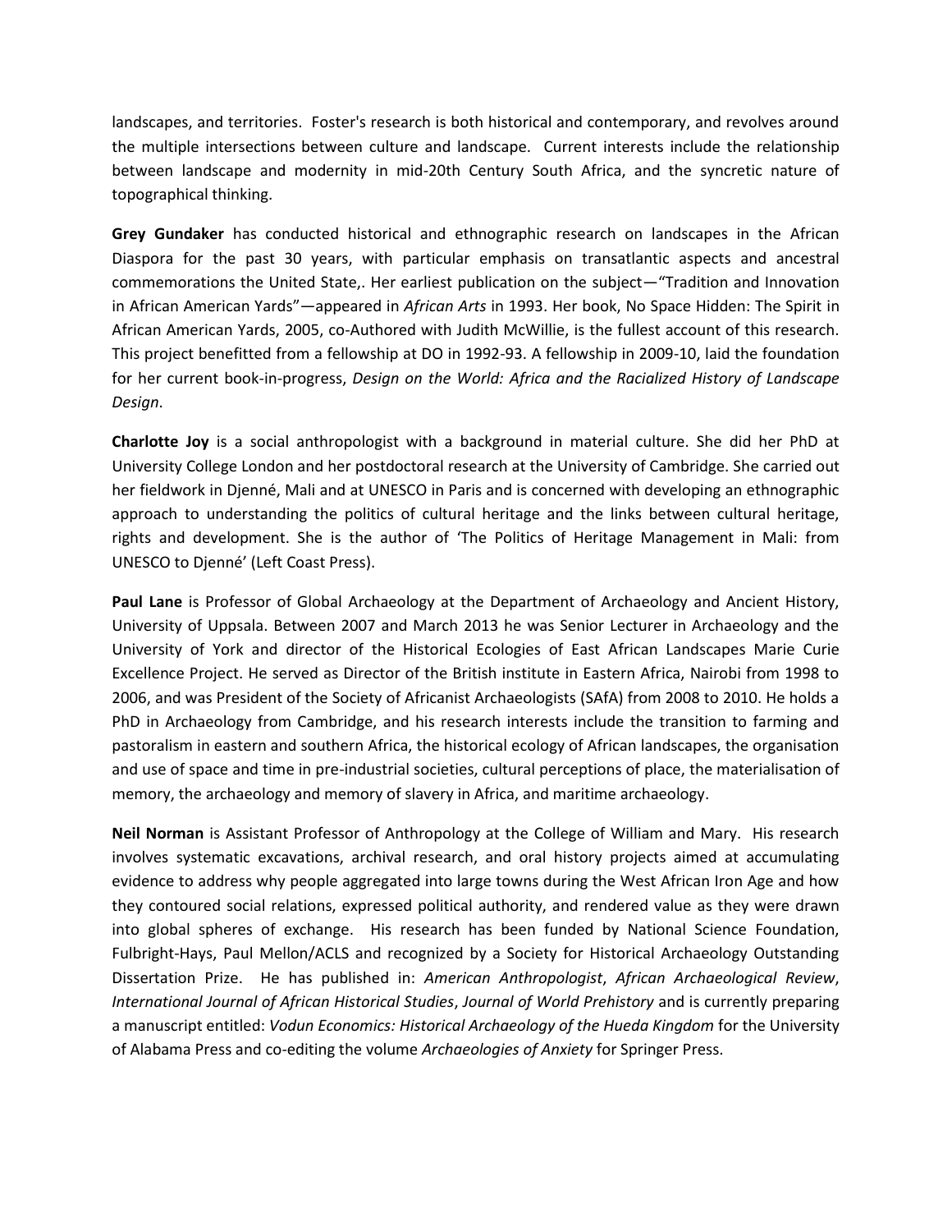landscapes, and territories.  Foster's research is both historical and contemporary, and revolves around the multiple intersections between culture and landscape.  Current interests include the relationship between landscape and modernity in mid-20th Century South Africa, and the syncretic nature of topographical thinking.

**Grey Gundaker** has conducted historical and ethnographic research on landscapes in the African Diaspora for the past 30 years, with particular emphasis on transatlantic aspects and ancestral commemorations the United State,. Her earliest publication on the subject—"Tradition and Innovation in African American Yards"—appeared in *African Arts* in 1993. Her book, No Space Hidden: The Spirit in African American Yards, 2005, co-Authored with Judith McWillie, is the fullest account of this research. This project benefitted from a fellowship at DO in 1992-93. A fellowship in 2009-10, laid the foundation for her current book-in-progress, *Design on the World: Africa and the Racialized History of Landscape Design*.

**Charlotte Joy** is a social anthropologist with a background in material culture. She did her PhD at University College London and her postdoctoral research at the University of Cambridge. She carried out her fieldwork in Djenné, Mali and at UNESCO in Paris and is concerned with developing an ethnographic approach to understanding the politics of cultural heritage and the links between cultural heritage, rights and development. She is the author of 'The Politics of Heritage Management in Mali: from UNESCO to Djenné' (Left Coast Press).

**Paul Lane** is Professor of Global Archaeology at the Department of Archaeology and Ancient History, University of Uppsala. Between 2007 and March 2013 he was Senior Lecturer in Archaeology and the University of York and director of the Historical Ecologies of East African Landscapes Marie Curie Excellence Project. He served as Director of the British institute in Eastern Africa, Nairobi from 1998 to 2006, and was President of the Society of Africanist Archaeologists (SAfA) from 2008 to 2010. He holds a PhD in Archaeology from Cambridge, and his research interests include the transition to farming and pastoralism in eastern and southern Africa, the historical ecology of African landscapes, the organisation and use of space and time in pre-industrial societies, cultural perceptions of place, the materialisation of memory, the archaeology and memory of slavery in Africa, and maritime archaeology.

**Neil Norman** is Assistant Professor of Anthropology at the College of William and Mary.  His research involves systematic excavations, archival research, and oral history projects aimed at accumulating evidence to address why people aggregated into large towns during the West African Iron Age and how they contoured social relations, expressed political authority, and rendered value as they were drawn into global spheres of exchange.  His research has been funded by National Science Foundation, Fulbright-Hays, Paul Mellon/ACLS and recognized by a Society for Historical Archaeology Outstanding Dissertation Prize.  He has published in: *American Anthropologist*, *African Archaeological Review*, *International Journal of African Historical Studies*, *Journal of World Prehistory* and is currently preparing a manuscript entitled: *Vodun Economics: Historical Archaeology of the Hueda Kingdom* for the University of Alabama Press and co-editing the volume *Archaeologies of Anxiety* for Springer Press.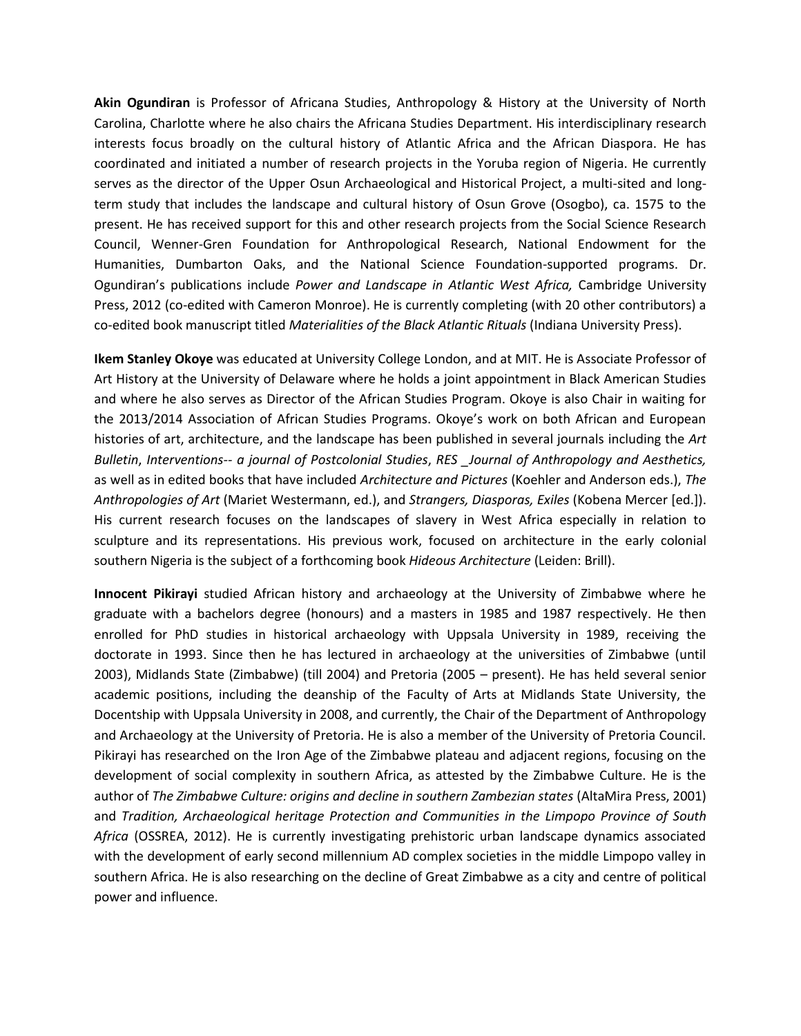**Akin Ogundiran** is Professor of Africana Studies, Anthropology & History at the University of North Carolina, Charlotte where he also chairs the Africana Studies Department. His interdisciplinary research interests focus broadly on the cultural history of Atlantic Africa and the African Diaspora. He has coordinated and initiated a number of research projects in the Yoruba region of Nigeria. He currently serves as the director of the Upper Osun Archaeological and Historical Project, a multi-sited and long-term study that includes the landscape and cultural history of Osun Grove (Osogbo), ca. 1575 to the present. He has received support for this and other research projects from the Social Science Research Council, Wenner-Gren Foundation for Anthropological Research, National Endowment for the Humanities, Dumbarton Oaks, and the National Science Foundation-supported programs. Dr. Ogundiran's publications include *Power and Landscape in Atlantic West Africa,* Cambridge University Press, 2012 (co-edited with Cameron Monroe). He is currently completing (with 20 other contributors) a co-edited book manuscript titled *Materialities of the Black Atlantic Rituals* (Indiana University Press).

**Ikem Stanley Okoye** was educated at University College London, and at MIT. He is Associate Professor of Art History at the University of Delaware where he holds a joint appointment in Black American Studies and where he also serves as Director of the African Studies Program. Okoye is also Chair in waiting for the 2013/2014 Association of African Studies Programs. Okoye's work on both African and European histories of art, architecture, and the landscape has been published in several journals including the *Art Bulletin*, *Interventions-- a journal of Postcolonial Studies*, *RES _Journal of Anthropology and Aesthetics,* as well as in edited books that have included *Architecture and Pictures* (Koehler and Anderson eds.), *The Anthropologies of Art* (Mariet Westermann, ed.), and *Strangers, Diasporas, Exiles* (Kobena Mercer [ed.]). His current research focuses on the landscapes of slavery in West Africa especially in relation to sculpture and its representations. His previous work, focused on architecture in the early colonial southern Nigeria is the subject of a forthcoming book *Hideous Architecture* (Leiden: Brill).

**Innocent Pikirayi** studied African history and archaeology at the University of Zimbabwe where he graduate with a bachelors degree (honours) and a masters in 1985 and 1987 respectively. He then enrolled for PhD studies in historical archaeology with Uppsala University in 1989, receiving the doctorate in 1993. Since then he has lectured in archaeology at the universities of Zimbabwe (until 2003), Midlands State (Zimbabwe) (till 2004) and Pretoria (2005 – present). He has held several senior academic positions, including the deanship of the Faculty of Arts at Midlands State University, the Docentship with Uppsala University in 2008, and currently, the Chair of the Department of Anthropology and Archaeology at the University of Pretoria. He is also a member of the University of Pretoria Council. Pikirayi has researched on the Iron Age of the Zimbabwe plateau and adjacent regions, focusing on the development of social complexity in southern Africa, as attested by the Zimbabwe Culture. He is the author of *The Zimbabwe Culture: origins and decline in southern Zambezian states* (AltaMira Press, 2001) and *Tradition, Archaeological heritage Protection and Communities in the Limpopo Province of South Africa* (OSSREA, 2012). He is currently investigating prehistoric urban landscape dynamics associated with the development of early second millennium AD complex societies in the middle Limpopo valley in southern Africa. He is also researching on the decline of Great Zimbabwe as a city and centre of political power and influence.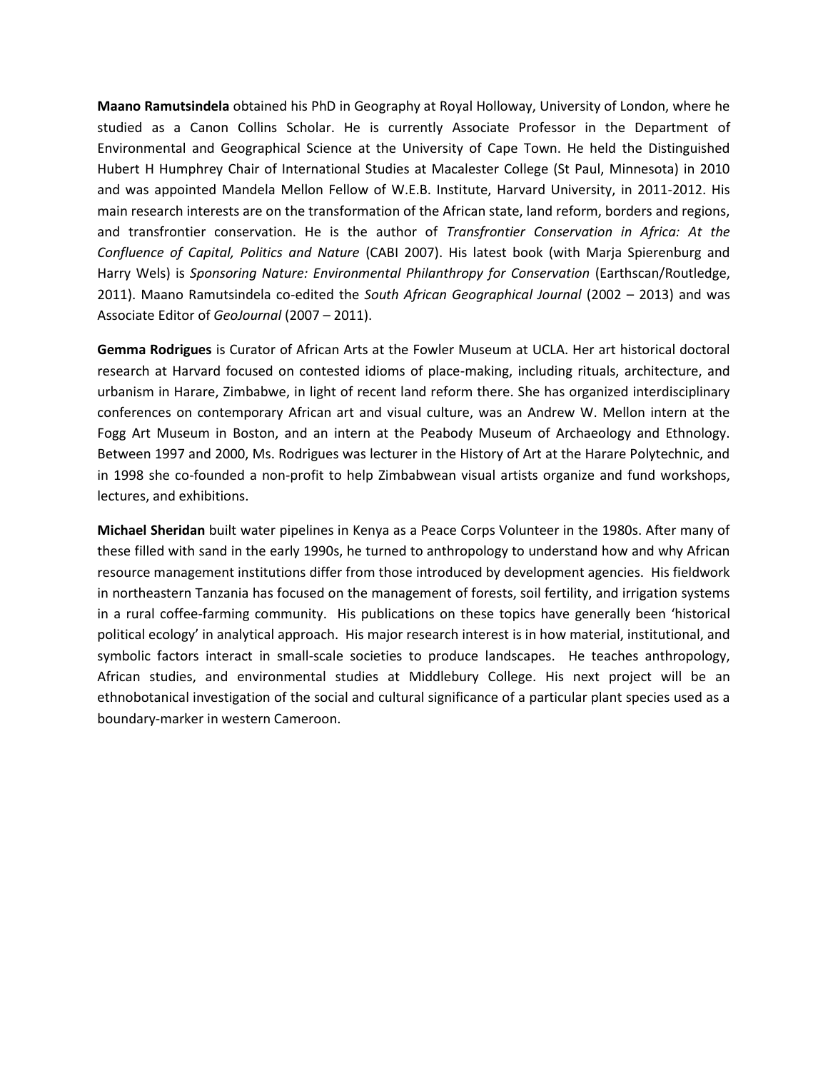**Maano Ramutsindela** obtained his PhD in Geography at Royal Holloway, University of London, where he studied as a Canon Collins Scholar. He is currently Associate Professor in the Department of Environmental and Geographical Science at the University of Cape Town. He held the Distinguished Hubert H Humphrey Chair of International Studies at Macalester College (St Paul, Minnesota) in 2010 and was appointed Mandela Mellon Fellow of W.E.B. Institute, Harvard University, in 2011-2012. His main research interests are on the transformation of the African state, land reform, borders and regions, and transfrontier conservation. He is the author of *Transfrontier Conservation in Africa: At the Confluence of Capital, Politics and Nature* (CABI 2007). His latest book (with Marja Spierenburg and Harry Wels) is *Sponsoring Nature: Environmental Philanthropy for Conservation* (Earthscan/Routledge, 2011). Maano Ramutsindela co-edited the *South African Geographical Journal* (2002 – 2013) and was Associate Editor of *GeoJournal* (2007 – 2011).

**Gemma Rodrigues** is Curator of African Arts at the Fowler Museum at UCLA. Her art historical doctoral research at Harvard focused on contested idioms of place-making, including rituals, architecture, and urbanism in Harare, Zimbabwe, in light of recent land reform there. She has organized interdisciplinary conferences on contemporary African art and visual culture, was an Andrew W. Mellon intern at the Fogg Art Museum in Boston, and an intern at the Peabody Museum of Archaeology and Ethnology. Between 1997 and 2000, Ms. Rodrigues was lecturer in the History of Art at the Harare Polytechnic, and in 1998 she co-founded a non-profit to help Zimbabwean visual artists organize and fund workshops, lectures, and exhibitions.

**Michael Sheridan** built water pipelines in Kenya as a Peace Corps Volunteer in the 1980s. After many of these filled with sand in the early 1990s, he turned to anthropology to understand how and why African resource management institutions differ from those introduced by development agencies. His fieldwork in northeastern Tanzania has focused on the management of forests, soil fertility, and irrigation systems in a rural coffee-farming community. His publications on these topics have generally been 'historical political ecology' in analytical approach. His major research interest is in how material, institutional, and symbolic factors interact in small-scale societies to produce landscapes. He teaches anthropology, African studies, and environmental studies at Middlebury College. His next project will be an ethnobotanical investigation of the social and cultural significance of a particular plant species used as a boundary-marker in western Cameroon.